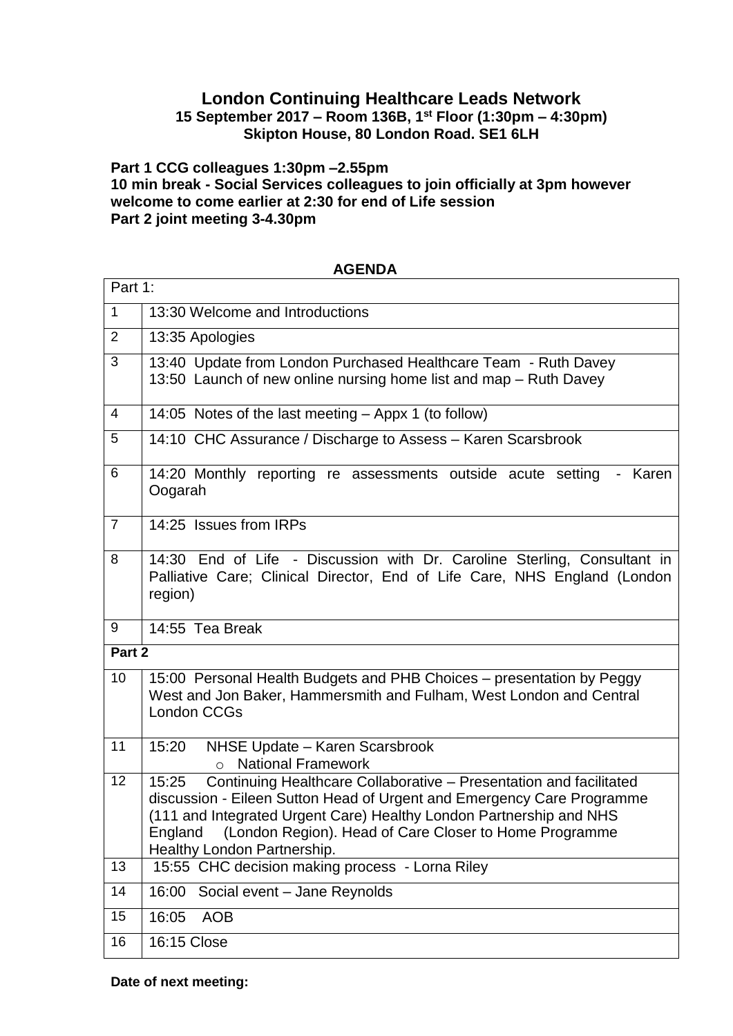# London Continuing Healthcare Leads Network

### 15 September 2017 – Room 136B, 1st Floor (1:30pm – 4:30pm)

### Skipton House, 80 London Road. SE1 6LH

**Part 1 CCG colleagues 1:30pm –2.55pm**
**10 min break - Social Services colleagues to join officially at 3pm however welcome to come earlier at 2:30 for end of Life session**
**Part 2 joint meeting 3-4.30pm**

## AGENDA

| Part 1: | |
|---|---|
| 1 | 13:30 Welcome and Introductions |
| 2 | 13:35 Apologies |
| 3 | 13:40 Update from London Purchased Healthcare Team - Ruth Davey<br>13:50 Launch of new online nursing home list and map – Ruth Davey |
| 4 | 14:05 Notes of the last meeting – Appx 1 (to follow) |
| 5 | 14:10 CHC Assurance / Discharge to Assess – Karen Scarsbrook |
| 6 | 14:20 Monthly reporting re assessments outside acute setting - Karen Oogarah |
| 7 | 14:25 Issues from IRPs |
| 8 | 14:30 End of Life - Discussion with Dr. Caroline Sterling, Consultant in Palliative Care; Clinical Director, End of Life Care, NHS England (London region) |
| 9 | 14:55 Tea Break |
| **Part 2** | |
| 10 | 15:00 Personal Health Budgets and PHB Choices – presentation by Peggy West and Jon Baker, Hammersmith and Fulham, West London and Central London CCGs |
| 11 | 15:20 NHSE Update – Karen Scarsbrook<br>o National Framework |
| 12 | 15:25 Continuing Healthcare Collaborative – Presentation and facilitated discussion - Eileen Sutton Head of Urgent and Emergency Care Programme (111 and Integrated Urgent Care) Healthy London Partnership and NHS England (London Region). Head of Care Closer to Home Programme Healthy London Partnership. |
| 13 | 15:55 CHC decision making process - Lorna Riley |
| 14 | 16:00 Social event – Jane Reynolds |
| 15 | 16:05 AOB |
| 16 | 16:15 Close |

**Date of next meeting:**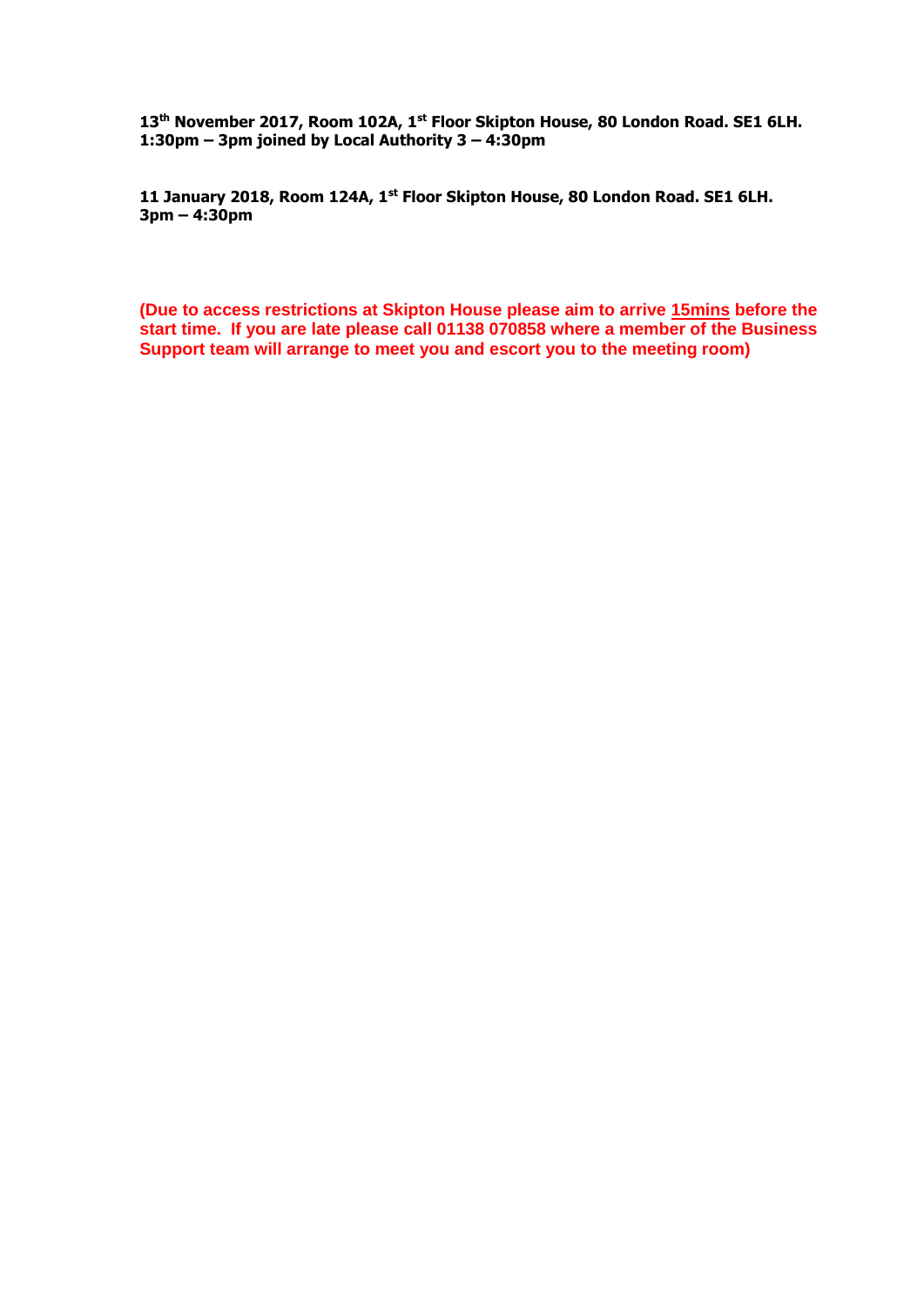**13th November 2017, Room 102A, 1st Floor Skipton House, 80 London Road. SE1 6LH.**
**1:30pm – 3pm joined by Local Authority 3 – 4:30pm**

**11 January 2018, Room 124A, 1st Floor Skipton House, 80 London Road. SE1 6LH.**
**3pm – 4:30pm**

**(Due to access restrictions at Skipton House please aim to arrive 15mins before the start time. If you are late please call 01138 070858 where a member of the Business Support team will arrange to meet you and escort you to the meeting room)**